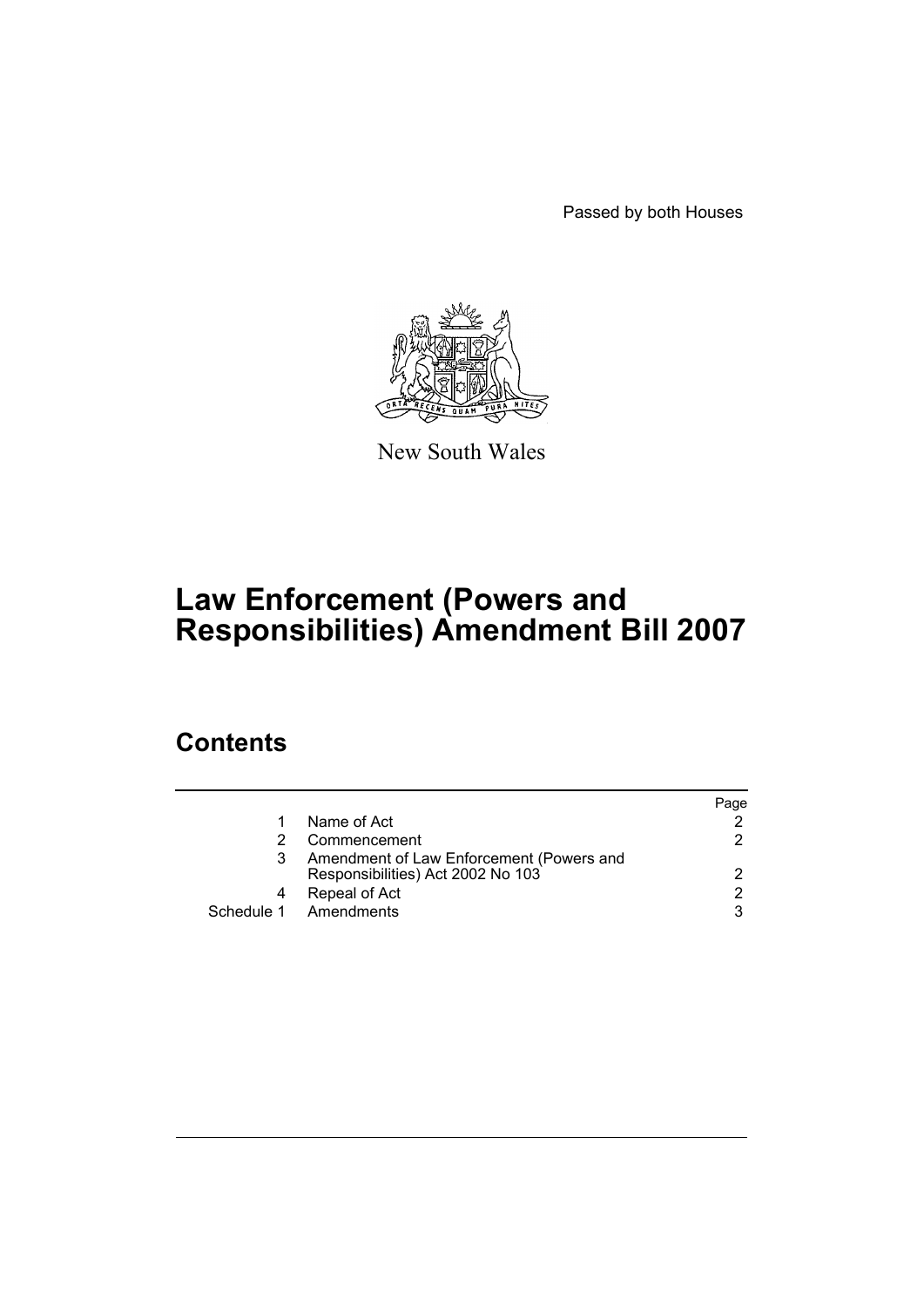Passed by both Houses

New South Wales

# Law Enforcement (Powers and Responsibilities) Amendment Bill 2007

## Contents

| | | Page |
|---|---|---|
| 1 | Name of Act | 2 |
| 2 | Commencement | 2 |
| 3 | Amendment of Law Enforcement (Powers and Responsibilities) Act 2002 No 103 | 2 |
| 4 | Repeal of Act | 2 |
| Schedule 1 | Amendments | 3 |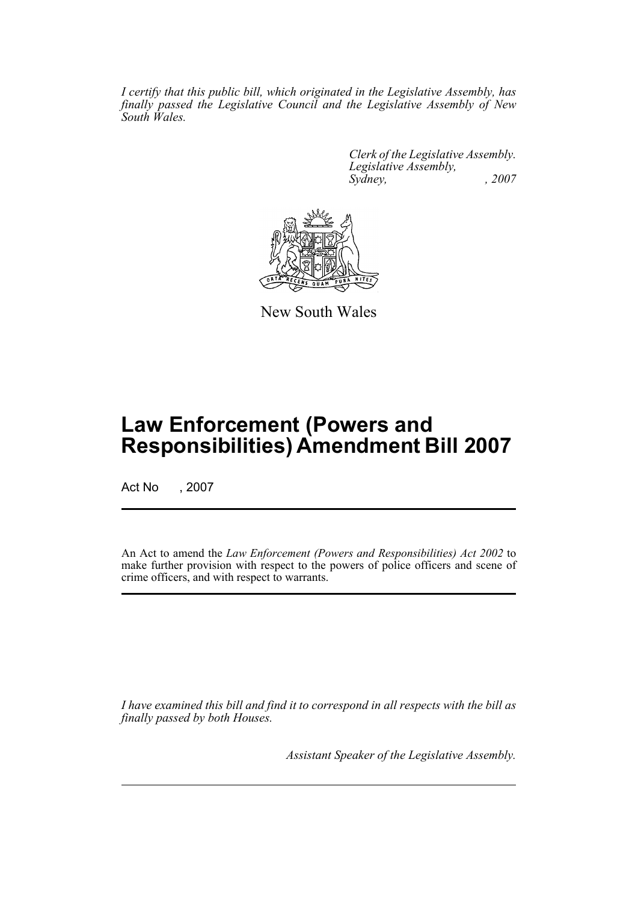*I certify that this public bill, which originated in the Legislative Assembly, has finally passed the Legislative Council and the Legislative Assembly of New South Wales.*

*Clerk of the Legislative Assembly.*
*Legislative Assembly,*
*Sydney, , 2007*

New South Wales

# Law Enforcement (Powers and Responsibilities) Amendment Bill 2007

Act No , 2007

An Act to amend the *Law Enforcement (Powers and Responsibilities) Act 2002* to make further provision with respect to the powers of police officers and scene of crime officers, and with respect to warrants.

*I have examined this bill and find it to correspond in all respects with the bill as finally passed by both Houses.*

*Assistant Speaker of the Legislative Assembly.*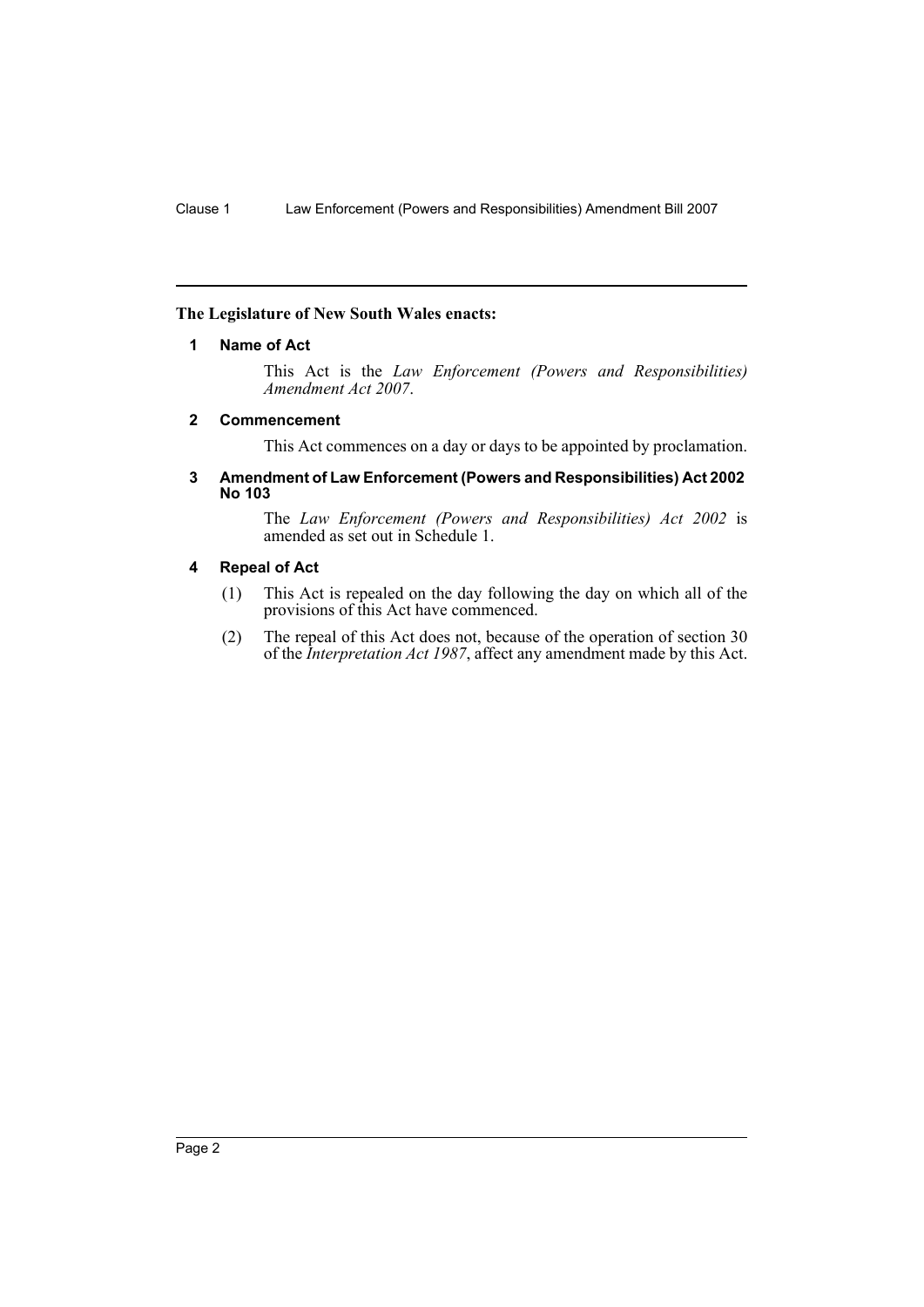**The Legislature of New South Wales enacts:**

### 1 Name of Act

This Act is the *Law Enforcement (Powers and Responsibilities) Amendment Act 2007*.

### 2 Commencement

This Act commences on a day or days to be appointed by proclamation.

### 3 Amendment of Law Enforcement (Powers and Responsibilities) Act 2002 No 103

The *Law Enforcement (Powers and Responsibilities) Act 2002* is amended as set out in Schedule 1.

### 4 Repeal of Act

(1) This Act is repealed on the day following the day on which all of the provisions of this Act have commenced.

(2) The repeal of this Act does not, because of the operation of section 30 of the *Interpretation Act 1987*, affect any amendment made by this Act.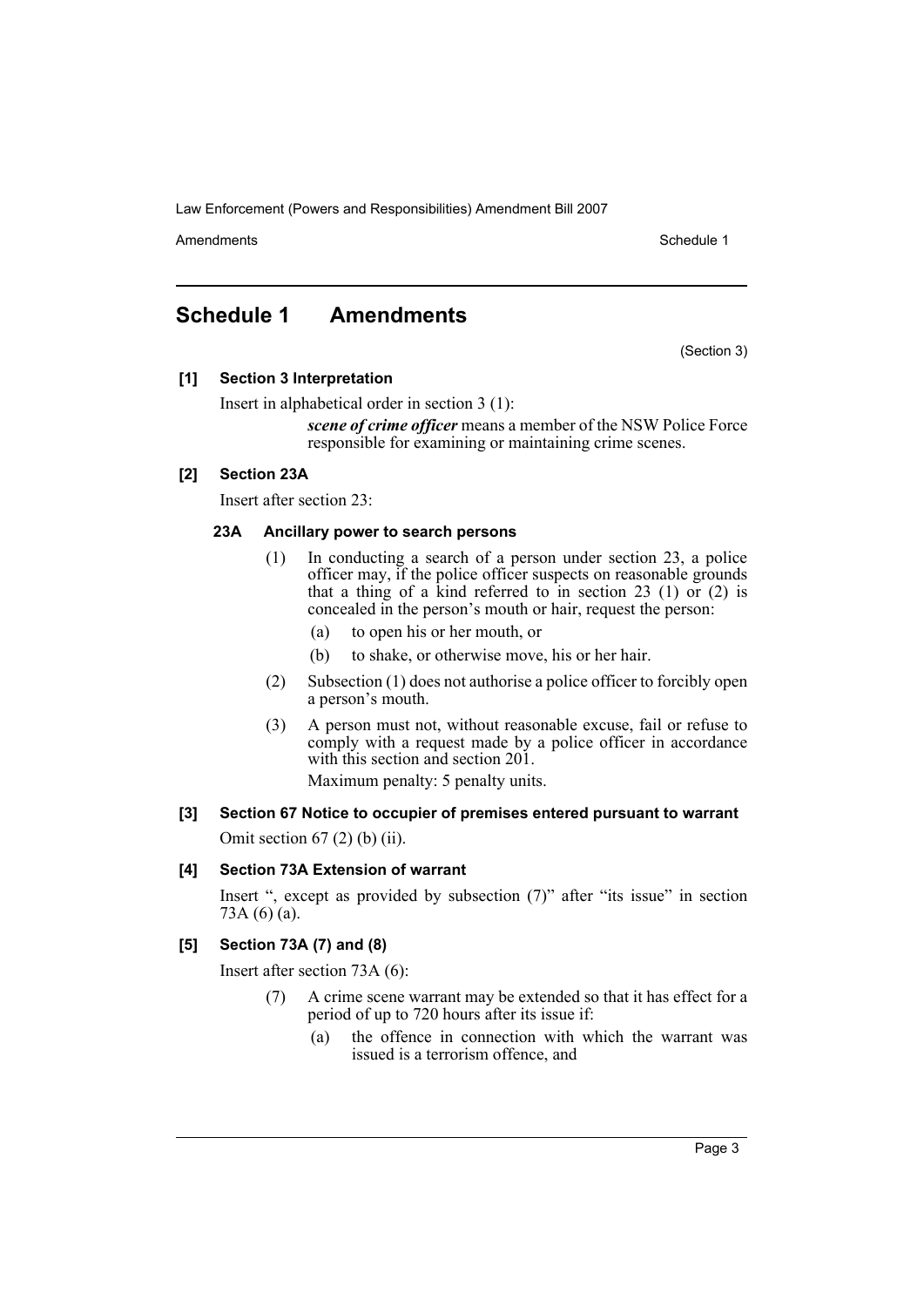## Schedule 1 Amendments

(Section 3)

**[1] Section 3 Interpretation**

Insert in alphabetical order in section 3 (1):

> ***scene of crime officer*** means a member of the NSW Police Force responsible for examining or maintaining crime scenes.

**[2] Section 23A**

Insert after section 23:

**23A Ancillary power to search persons**

(1) In conducting a search of a person under section 23, a police officer may, if the police officer suspects on reasonable grounds that a thing of a kind referred to in section 23 (1) or (2) is concealed in the person's mouth or hair, request the person:

- (a) to open his or her mouth, or
- (b) to shake, or otherwise move, his or her hair.

(2) Subsection (1) does not authorise a police officer to forcibly open a person's mouth.

(3) A person must not, without reasonable excuse, fail or refuse to comply with a request made by a police officer in accordance with this section and section 201.

Maximum penalty: 5 penalty units.

**[3] Section 67 Notice to occupier of premises entered pursuant to warrant**

Omit section 67 (2) (b) (ii).

**[4] Section 73A Extension of warrant**

Insert ", except as provided by subsection (7)" after "its issue" in section 73A (6) (a).

**[5] Section 73A (7) and (8)**

Insert after section 73A (6):

(7) A crime scene warrant may be extended so that it has effect for a period of up to 720 hours after its issue if:

- (a) the offence in connection with which the warrant was issued is a terrorism offence, and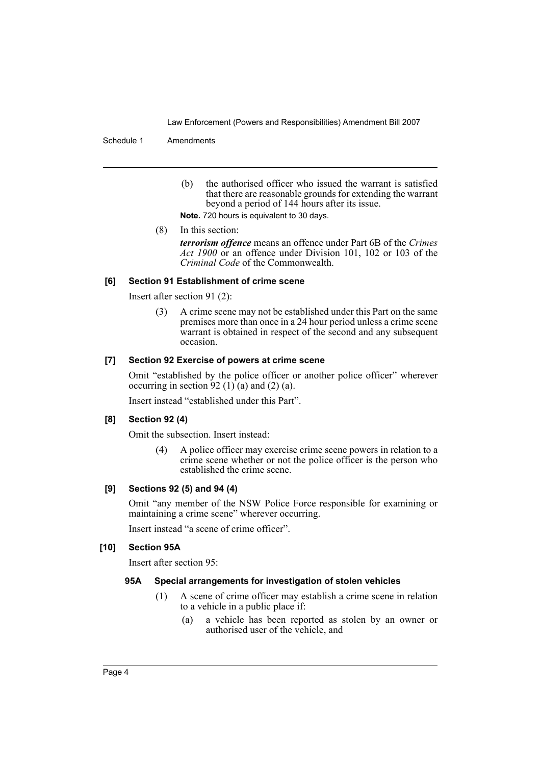(b) the authorised officer who issued the warrant is satisfied that there are reasonable grounds for extending the warrant beyond a period of 144 hours after its issue.

**Note.** 720 hours is equivalent to 30 days.

(8) In this section:

***terrorism offence*** means an offence under Part 6B of the *Crimes Act 1900* or an offence under Division 101, 102 or 103 of the *Criminal Code* of the Commonwealth.

#### [6] Section 91 Establishment of crime scene

Insert after section 91 (2):

(3) A crime scene may not be established under this Part on the same premises more than once in a 24 hour period unless a crime scene warrant is obtained in respect of the second and any subsequent occasion.

#### [7] Section 92 Exercise of powers at crime scene

Omit "established by the police officer or another police officer" wherever occurring in section 92 (1) (a) and (2) (a).

Insert instead "established under this Part".

#### [8] Section 92 (4)

Omit the subsection. Insert instead:

(4) A police officer may exercise crime scene powers in relation to a crime scene whether or not the police officer is the person who established the crime scene.

#### [9] Sections 92 (5) and 94 (4)

Omit "any member of the NSW Police Force responsible for examining or maintaining a crime scene" wherever occurring.

Insert instead "a scene of crime officer".

#### [10] Section 95A

Insert after section 95:

##### 95A Special arrangements for investigation of stolen vehicles

(1) A scene of crime officer may establish a crime scene in relation to a vehicle in a public place if:

(a) a vehicle has been reported as stolen by an owner or authorised user of the vehicle, and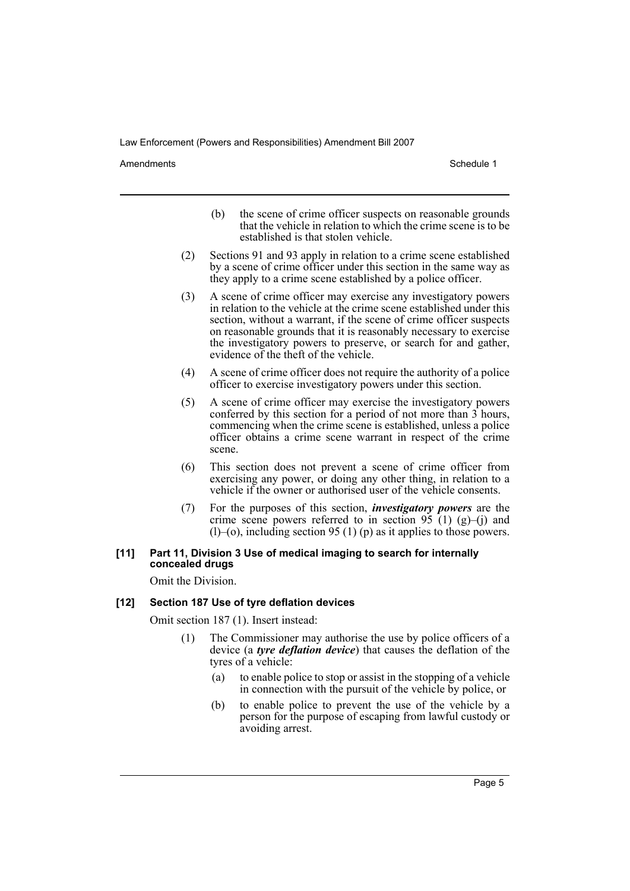(b) the scene of crime officer suspects on reasonable grounds that the vehicle in relation to which the crime scene is to be established is that stolen vehicle.

(2) Sections 91 and 93 apply in relation to a crime scene established by a scene of crime officer under this section in the same way as they apply to a crime scene established by a police officer.

(3) A scene of crime officer may exercise any investigatory powers in relation to the vehicle at the crime scene established under this section, without a warrant, if the scene of crime officer suspects on reasonable grounds that it is reasonably necessary to exercise the investigatory powers to preserve, or search for and gather, evidence of the theft of the vehicle.

(4) A scene of crime officer does not require the authority of a police officer to exercise investigatory powers under this section.

(5) A scene of crime officer may exercise the investigatory powers conferred by this section for a period of not more than 3 hours, commencing when the crime scene is established, unless a police officer obtains a crime scene warrant in respect of the crime scene.

(6) This section does not prevent a scene of crime officer from exercising any power, or doing any other thing, in relation to a vehicle if the owner or authorised user of the vehicle consents.

(7) For the purposes of this section, ***investigatory powers*** are the crime scene powers referred to in section 95 (1) (g)–(j) and (l)–(o), including section 95 (1) (p) as it applies to those powers.

**[11] Part 11, Division 3 Use of medical imaging to search for internally concealed drugs**

Omit the Division.

**[12] Section 187 Use of tyre deflation devices**

Omit section 187 (1). Insert instead:

(1) The Commissioner may authorise the use by police officers of a device (a ***tyre deflation device***) that causes the deflation of the tyres of a vehicle:

(a) to enable police to stop or assist in the stopping of a vehicle in connection with the pursuit of the vehicle by police, or

(b) to enable police to prevent the use of the vehicle by a person for the purpose of escaping from lawful custody or avoiding arrest.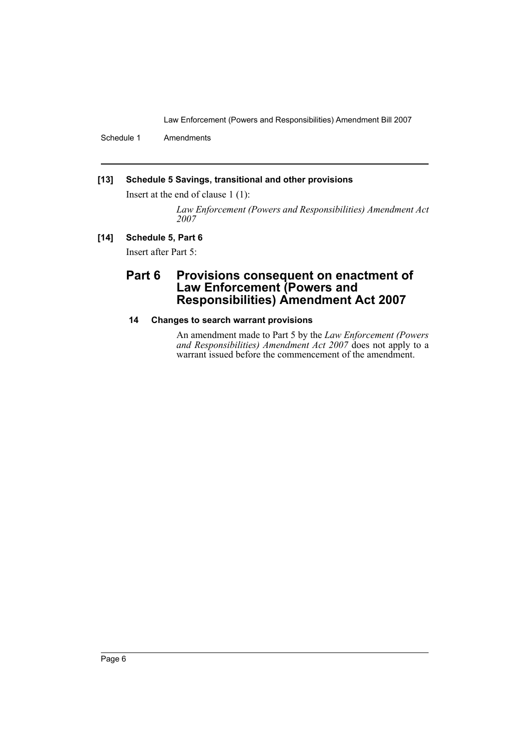**[13] Schedule 5 Savings, transitional and other provisions**

Insert at the end of clause 1 (1):

*Law Enforcement (Powers and Responsibilities) Amendment Act 2007*

**[14] Schedule 5, Part 6**

Insert after Part 5:

## Part 6 Provisions consequent on enactment of Law Enforcement (Powers and Responsibilities) Amendment Act 2007

### 14 Changes to search warrant provisions

An amendment made to Part 5 by the *Law Enforcement (Powers and Responsibilities) Amendment Act 2007* does not apply to a warrant issued before the commencement of the amendment.